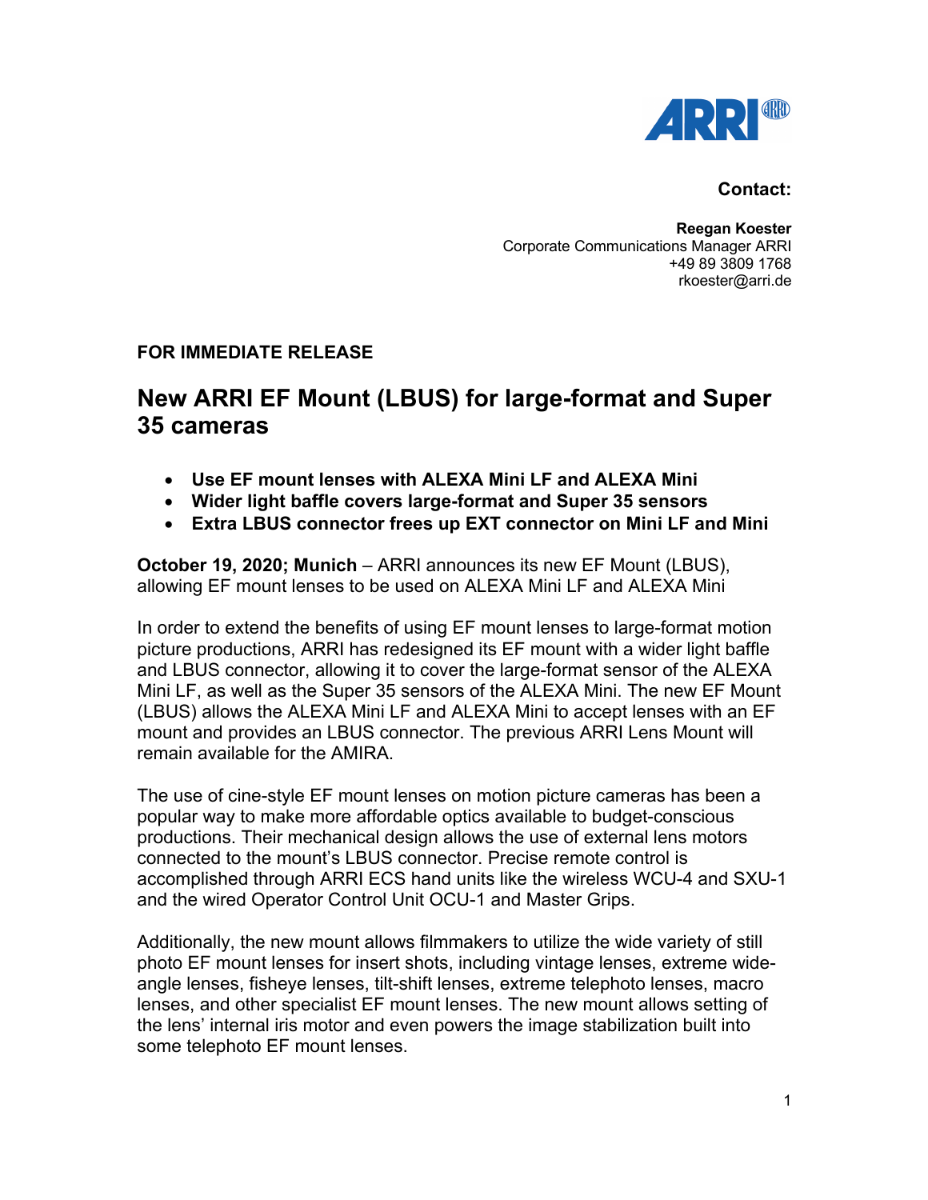**Contact:**

**Reegan Koester**
Corporate Communications Manager ARRI
+49 89 3809 1768
rkoester@arri.de

**FOR IMMEDIATE RELEASE**

# New ARRI EF Mount (LBUS) for large-format and Super 35 cameras

- **Use EF mount lenses with ALEXA Mini LF and ALEXA Mini**
- **Wider light baffle covers large-format and Super 35 sensors**
- **Extra LBUS connector frees up EXT connector on Mini LF and Mini**

**October 19, 2020; Munich** – ARRI announces its new EF Mount (LBUS), allowing EF mount lenses to be used on ALEXA Mini LF and ALEXA Mini

In order to extend the benefits of using EF mount lenses to large-format motion picture productions, ARRI has redesigned its EF mount with a wider light baffle and LBUS connector, allowing it to cover the large-format sensor of the ALEXA Mini LF, as well as the Super 35 sensors of the ALEXA Mini. The new EF Mount (LBUS) allows the ALEXA Mini LF and ALEXA Mini to accept lenses with an EF mount and provides an LBUS connector. The previous ARRI Lens Mount will remain available for the AMIRA.

The use of cine-style EF mount lenses on motion picture cameras has been a popular way to make more affordable optics available to budget-conscious productions. Their mechanical design allows the use of external lens motors connected to the mount's LBUS connector. Precise remote control is accomplished through ARRI ECS hand units like the wireless WCU-4 and SXU-1 and the wired Operator Control Unit OCU-1 and Master Grips.

Additionally, the new mount allows filmmakers to utilize the wide variety of still photo EF mount lenses for insert shots, including vintage lenses, extreme wide-angle lenses, fisheye lenses, tilt-shift lenses, extreme telephoto lenses, macro lenses, and other specialist EF mount lenses. The new mount allows setting of the lens' internal iris motor and even powers the image stabilization built into some telephoto EF mount lenses.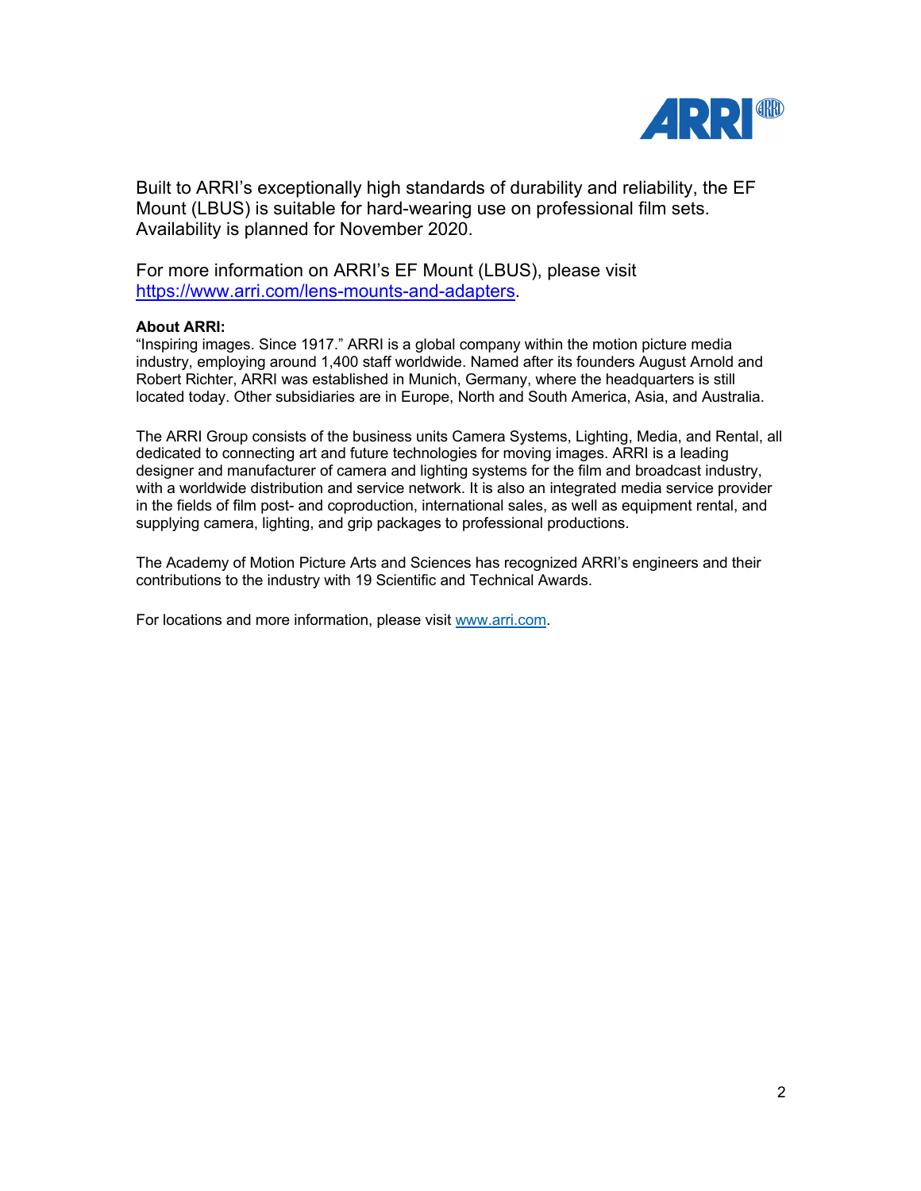Built to ARRI's exceptionally high standards of durability and reliability, the EF Mount (LBUS) is suitable for hard-wearing use on professional film sets. Availability is planned for November 2020.

For more information on ARRI's EF Mount (LBUS), please visit [https://www.arri.com/lens-mounts-and-adapters](https://www.arri.com/lens-mounts-and-adapters).

**About ARRI:**
"Inspiring images. Since 1917." ARRI is a global company within the motion picture media industry, employing around 1,400 staff worldwide. Named after its founders August Arnold and Robert Richter, ARRI was established in Munich, Germany, where the headquarters is still located today. Other subsidiaries are in Europe, North and South America, Asia, and Australia.

The ARRI Group consists of the business units Camera Systems, Lighting, Media, and Rental, all dedicated to connecting art and future technologies for moving images. ARRI is a leading designer and manufacturer of camera and lighting systems for the film and broadcast industry, with a worldwide distribution and service network. It is also an integrated media service provider in the fields of film post- and coproduction, international sales, as well as equipment rental, and supplying camera, lighting, and grip packages to professional productions.

The Academy of Motion Picture Arts and Sciences has recognized ARRI's engineers and their contributions to the industry with 19 Scientific and Technical Awards.

For locations and more information, please visit [www.arri.com](http://www.arri.com).